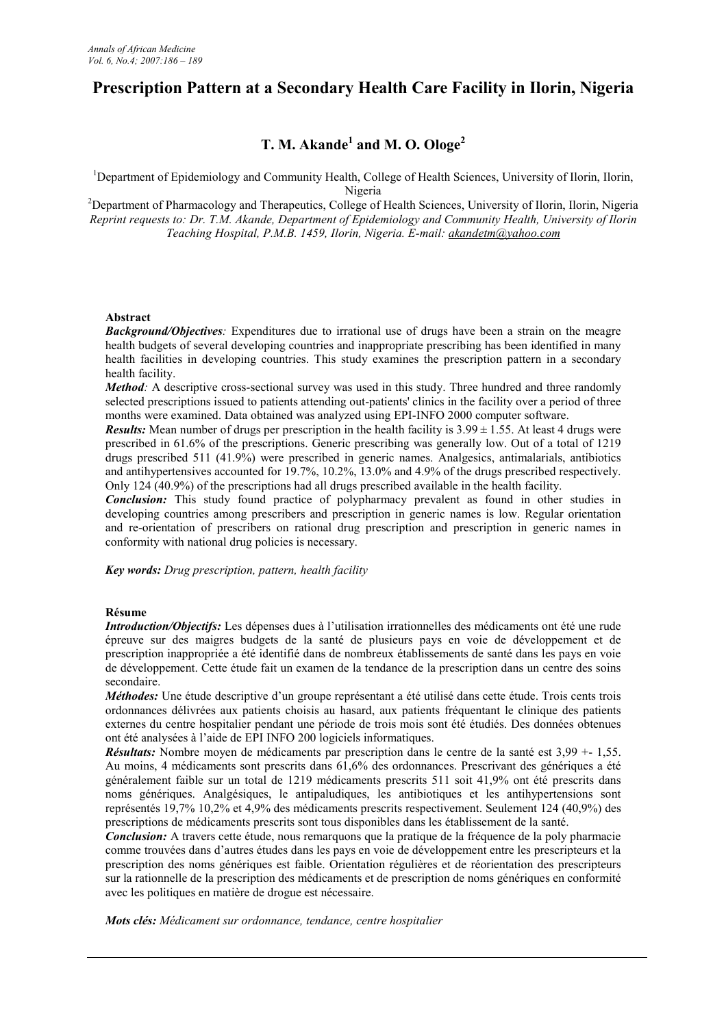# Prescription Pattern at a Secondary Health Care Facility in Ilorin, Nigeria

## T. M. Akande[1] and M. O. Ologe[2]

[1]Department of Epidemiology and Community Health, College of Health Sciences, University of Ilorin, Ilorin, Nigeria

[2]Department of Pharmacology and Therapeutics, College of Health Sciences, University of Ilorin, Ilorin, Nigeria

*Reprint requests to: Dr. T.M. Akande, Department of Epidemiology and Community Health, University of Ilorin Teaching Hospital, P.M.B. 1459, Ilorin, Nigeria. E-mail: akandetm@yahoo.com*

### Abstract

***Background/Objectives:*** Expenditures due to irrational use of drugs have been a strain on the meagre health budgets of several developing countries and inappropriate prescribing has been identified in many health facilities in developing countries. This study examines the prescription pattern in a secondary health facility.

***Method:*** A descriptive cross-sectional survey was used in this study. Three hundred and three randomly selected prescriptions issued to patients attending out-patients' clinics in the facility over a period of three months were examined. Data obtained was analyzed using EPI-INFO 2000 computer software.

***Results:*** Mean number of drugs per prescription in the health facility is $3.99 \pm 1.55$. At least 4 drugs were prescribed in 61.6% of the prescriptions. Generic prescribing was generally low. Out of a total of 1219 drugs prescribed 511 (41.9%) were prescribed in generic names. Analgesics, antimalarials, antibiotics and antihypertensives accounted for 19.7%, 10.2%, 13.0% and 4.9% of the drugs prescribed respectively. Only 124 (40.9%) of the prescriptions had all drugs prescribed available in the health facility.

***Conclusion:*** This study found practice of polypharmacy prevalent as found in other studies in developing countries among prescribers and prescription in generic names is low. Regular orientation and re-orientation of prescribers on rational drug prescription and prescription in generic names in conformity with national drug policies is necessary.

***Key words:*** *Drug prescription, pattern, health facility*

### Résume

***Introduction/Objectifs:*** Les dépenses dues à l'utilisation irrationnelles des médicaments ont été une rude épreuve sur des maigres budgets de la santé de plusieurs pays en voie de développement et de prescription inappropriée a été identifié dans de nombreux établissements de santé dans les pays en voie de développement. Cette étude fait un examen de la tendance de la prescription dans un centre des soins secondaire.

***Méthodes:*** Une étude descriptive d'un groupe représentant a été utilisé dans cette étude. Trois cents trois ordonnances délivrées aux patients choisis au hasard, aux patients fréquentant le clinique des patients externes du centre hospitalier pendant une période de trois mois sont été étudiés. Des données obtenues ont été analysées à l'aide de EPI INFO 200 logiciels informatiques.

***Résultats:*** Nombre moyen de médicaments par prescription dans le centre de la santé est 3,99 +- 1,55. Au moins, 4 médicaments sont prescrits dans 61,6% des ordonnances. Prescrivant des génériques a été généralement faible sur un total de 1219 médicaments prescrits 511 soit 41,9% ont été prescrits dans noms génériques. Analgésiques, le antipaludiques, les antibiotiques et les antihypertensions sont représentés 19,7% 10,2% et 4,9% des médicaments prescrits respectivement. Seulement 124 (40,9%) des prescriptions de médicaments prescrits sont tous disponibles dans les établissement de la santé.

***Conclusion:*** A travers cette étude, nous remarquons que la pratique de la fréquence de la poly pharmacie comme trouvées dans d'autres études dans les pays en voie de développement entre les prescripteurs et la prescription des noms génériques est faible. Orientation régulières et de réorientation des prescripteurs sur la rationnelle de la prescription des médicaments et de prescription de noms génériques en conformité avec les politiques en matière de drogue est nécessaire.

***Mots clés:*** *Médicament sur ordonnance, tendance, centre hospitalier*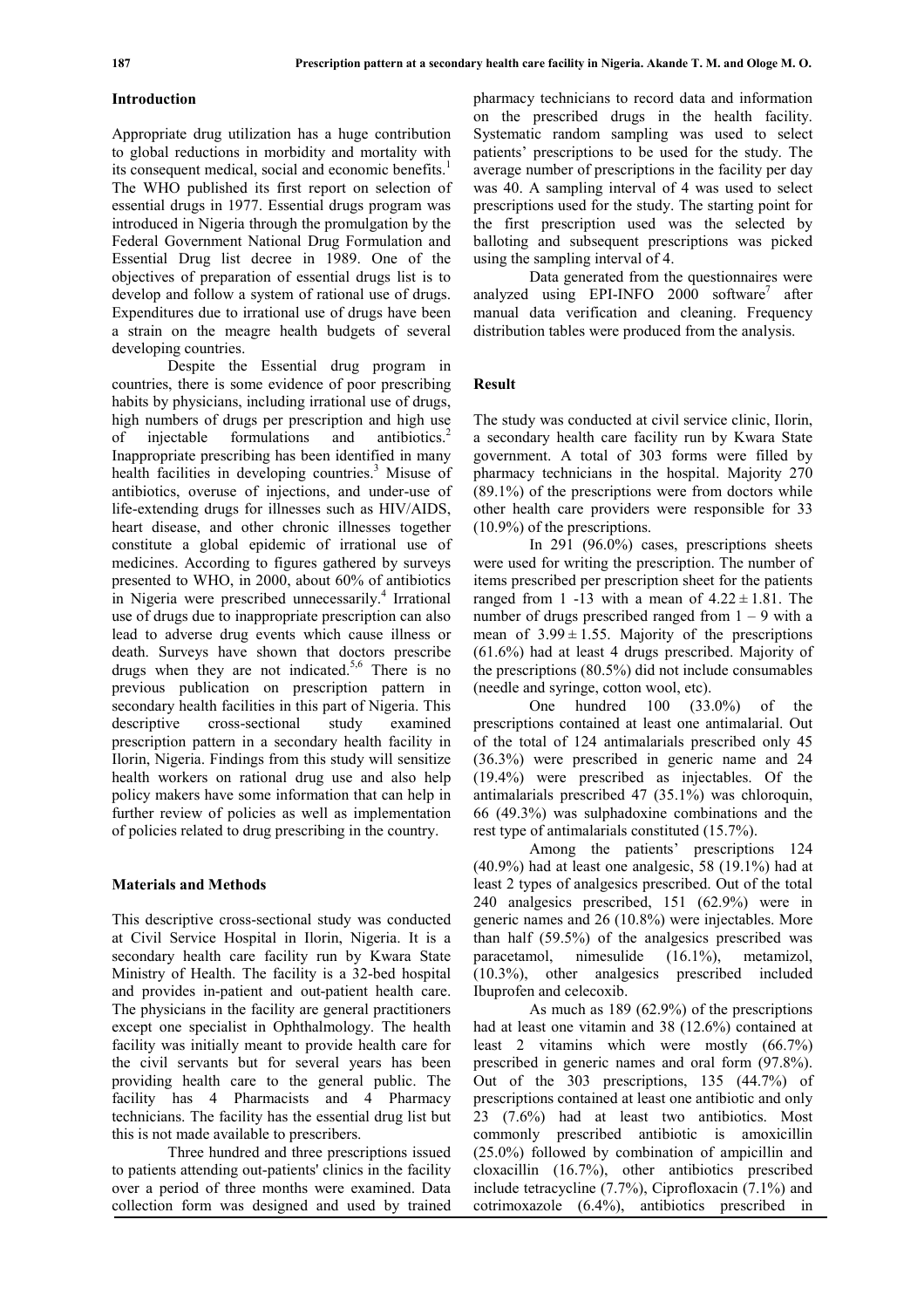## Introduction

Appropriate drug utilization has a huge contribution to global reductions in morbidity and mortality with its consequent medical, social and economic benefits.[1] The WHO published its first report on selection of essential drugs in 1977. Essential drugs program was introduced in Nigeria through the promulgation by the Federal Government National Drug Formulation and Essential Drug list decree in 1989. One of the objectives of preparation of essential drugs list is to develop and follow a system of rational use of drugs. Expenditures due to irrational use of drugs have been a strain on the meagre health budgets of several developing countries.

Despite the Essential drug program in countries, there is some evidence of poor prescribing habits by physicians, including irrational use of drugs, high numbers of drugs per prescription and high use of injectable formulations and antibiotics.[2] Inappropriate prescribing has been identified in many health facilities in developing countries.[3] Misuse of antibiotics, overuse of injections, and under-use of life-extending drugs for illnesses such as HIV/AIDS, heart disease, and other chronic illnesses together constitute a global epidemic of irrational use of medicines. According to figures gathered by surveys presented to WHO, in 2000, about 60% of antibiotics in Nigeria were prescribed unnecessarily.[4] Irrational use of drugs due to inappropriate prescription can also lead to adverse drug events which cause illness or death. Surveys have shown that doctors prescribe drugs when they are not indicated.[5,6] There is no previous publication on prescription pattern in secondary health facilities in this part of Nigeria. This descriptive cross-sectional study examined prescription pattern in a secondary health facility in Ilorin, Nigeria. Findings from this study will sensitize health workers on rational drug use and also help policy makers have some information that can help in further review of policies as well as implementation of policies related to drug prescribing in the country.

## Materials and Methods

This descriptive cross-sectional study was conducted at Civil Service Hospital in Ilorin, Nigeria. It is a secondary health care facility run by Kwara State Ministry of Health. The facility is a 32-bed hospital and provides in-patient and out-patient health care. The physicians in the facility are general practitioners except one specialist in Ophthalmology. The health facility was initially meant to provide health care for the civil servants but for several years has been providing health care to the general public. The facility has 4 Pharmacists and 4 Pharmacy technicians. The facility has the essential drug list but this is not made available to prescribers.

Three hundred and three prescriptions issued to patients attending out-patients' clinics in the facility over a period of three months were examined. Data collection form was designed and used by trained pharmacy technicians to record data and information on the prescribed drugs in the health facility. Systematic random sampling was used to select patients' prescriptions to be used for the study. The average number of prescriptions in the facility per day was 40. A sampling interval of 4 was used to select prescriptions used for the study. The starting point for the first prescription used was the selected by balloting and subsequent prescriptions was picked using the sampling interval of 4.

Data generated from the questionnaires were analyzed using EPI-INFO 2000 software[7] after manual data verification and cleaning. Frequency distribution tables were produced from the analysis.

## Result

The study was conducted at civil service clinic, Ilorin, a secondary health care facility run by Kwara State government. A total of 303 forms were filled by pharmacy technicians in the hospital. Majority 270 (89.1%) of the prescriptions were from doctors while other health care providers were responsible for 33 (10.9%) of the prescriptions.

In 291 (96.0%) cases, prescriptions sheets were used for writing the prescription. The number of items prescribed per prescription sheet for the patients ranged from 1 -13 with a mean of $4.22 \pm 1.81$. The number of drugs prescribed ranged from 1 – 9 with a mean of $3.99 \pm 1.55$. Majority of the prescriptions (61.6%) had at least 4 drugs prescribed. Majority of the prescriptions (80.5%) did not include consumables (needle and syringe, cotton wool, etc).

One hundred 100 (33.0%) of the prescriptions contained at least one antimalarial. Out of the total of 124 antimalarials prescribed only 45 (36.3%) were prescribed in generic name and 24 (19.4%) were prescribed as injectables. Of the antimalarials prescribed 47 (35.1%) was chloroquin, 66 (49.3%) was sulphadoxine combinations and the rest type of antimalarials constituted (15.7%).

Among the patients' prescriptions 124 (40.9%) had at least one analgesic, 58 (19.1%) had at least 2 types of analgesics prescribed. Out of the total 240 analgesics prescribed, 151 (62.9%) were in generic names and 26 (10.8%) were injectables. More than half (59.5%) of the analgesics prescribed was paracetamol, nimesulide (16.1%), metamizol, (10.3%), other analgesics prescribed included Ibuprofen and celecoxib.

As much as 189 (62.9%) of the prescriptions had at least one vitamin and 38 (12.6%) contained at least 2 vitamins which were mostly (66.7%) prescribed in generic names and oral form (97.8%). Out of the 303 prescriptions, 135 (44.7%) of prescriptions contained at least one antibiotic and only 23 (7.6%) had at least two antibiotics. Most commonly prescribed antibiotic is amoxicillin (25.0%) followed by combination of ampicillin and cloxacillin (16.7%), other antibiotics prescribed include tetracycline (7.7%), Ciprofloxacin (7.1%) and cotrimoxazole (6.4%), antibiotics prescribed in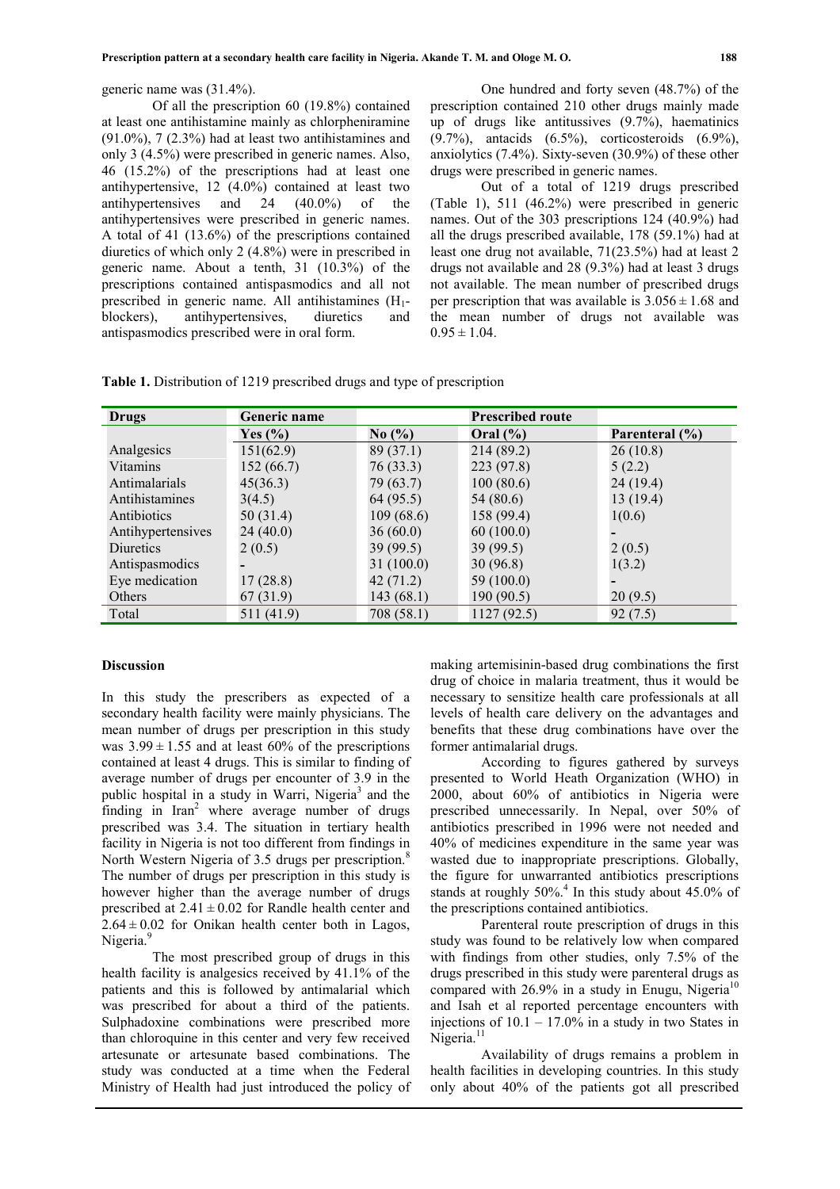generic name was (31.4%).

Of all the prescription 60 (19.8%) contained at least one antihistamine mainly as chlorpheniramine (91.0%), 7 (2.3%) had at least two antihistamines and only 3 (4.5%) were prescribed in generic names. Also, 46 (15.2%) of the prescriptions had at least one antihypertensive, 12 (4.0%) contained at least two antihypertensives and 24 (40.0%) of the antihypertensives were prescribed in generic names. A total of 41 (13.6%) of the prescriptions contained diuretics of which only 2 (4.8%) were in prescribed in generic name. About a tenth, 31 (10.3%) of the prescriptions contained antispasmodics and all not prescribed in generic name. All antihistamines ($H_1$-blockers), antihypertensives, diuretics and antispasmodics prescribed were in oral form.

One hundred and forty seven (48.7%) of the prescription contained 210 other drugs mainly made up of drugs like antitussives (9.7%), haematinics (9.7%), antacids (6.5%), corticosteroids (6.9%), anxiolytics (7.4%). Sixty-seven (30.9%) of these other drugs were prescribed in generic names.

Out of a total of 1219 drugs prescribed (Table 1), 511 (46.2%) were prescribed in generic names. Out of the 303 prescriptions 124 (40.9%) had all the drugs prescribed available, 178 (59.1%) had at least one drug not available, 71(23.5%) had at least 2 drugs not available and 28 (9.3%) had at least 3 drugs not available. The mean number of prescribed drugs per prescription that was available is $3.056 \pm 1.68$ and the mean number of drugs not available was $0.95 \pm 1.04$.

**Table 1.** Distribution of 1219 prescribed drugs and type of prescription

| Drugs | Generic name | | Prescribed route | |
|---|---|---|---|---|
| | Yes (%) | No (%) | Oral (%) | Parenteral (%) |
| Analgesics | 151(62.9) | 89 (37.1) | 214 (89.2) | 26 (10.8) |
| Vitamins | 152 (66.7) | 76 (33.3) | 223 (97.8) | 5 (2.2) |
| Antimalarials | 45(36.3) | 79 (63.7) | 100 (80.6) | 24 (19.4) |
| Antihistamines | 3(4.5) | 64 (95.5) | 54 (80.6) | 13 (19.4) |
| Antibiotics | 50 (31.4) | 109 (68.6) | 158 (99.4) | 1(0.6) |
| Antihypertensives | 24 (40.0) | 36 (60.0) | 60 (100.0) | - |
| Diuretics | 2 (0.5) | 39 (99.5) | 39 (99.5) | 2 (0.5) |
| Antispasmodics | - | 31 (100.0) | 30 (96.8) | 1(3.2) |
| Eye medication | 17 (28.8) | 42 (71.2) | 59 (100.0) | - |
| Others | 67 (31.9) | 143 (68.1) | 190 (90.5) | 20 (9.5) |
| Total | 511 (41.9) | 708 (58.1) | 1127 (92.5) | 92 (7.5) |

## Discussion

In this study the prescribers as expected of a secondary health facility were mainly physicians. The mean number of drugs per prescription in this study was $3.99 \pm 1.55$ and at least 60% of the prescriptions contained at least 4 drugs. This is similar to finding of average number of drugs per encounter of 3.9 in the public hospital in a study in Warri, Nigeria[3] and the finding in Iran[2] where average number of drugs prescribed was 3.4. The situation in tertiary health facility in Nigeria is not too different from findings in North Western Nigeria of 3.5 drugs per prescription.[8] The number of drugs per prescription in this study is however higher than the average number of drugs prescribed at $2.41 \pm 0.02$ for Randle health center and $2.64 \pm 0.02$ for Onikan health center both in Lagos, Nigeria.[9]

The most prescribed group of drugs in this health facility is analgesics received by 41.1% of the patients and this is followed by antimalarial which was prescribed for about a third of the patients. Sulphadoxine combinations were prescribed more than chloroquine in this center and very few received artesunate or artesunate based combinations. The study was conducted at a time when the Federal Ministry of Health had just introduced the policy of making artemisinin-based drug combinations the first drug of choice in malaria treatment, thus it would be necessary to sensitize health care professionals at all levels of health care delivery on the advantages and benefits that these drug combinations have over the former antimalarial drugs.

According to figures gathered by surveys presented to World Heath Organization (WHO) in 2000, about 60% of antibiotics in Nigeria were prescribed unnecessarily. In Nepal, over 50% of antibiotics prescribed in 1996 were not needed and 40% of medicines expenditure in the same year was wasted due to inappropriate prescriptions. Globally, the figure for unwarranted antibiotics prescriptions stands at roughly 50%.[4] In this study about 45.0% of the prescriptions contained antibiotics.

Parenteral route prescription of drugs in this study was found to be relatively low when compared with findings from other studies, only 7.5% of the drugs prescribed in this study were parenteral drugs as compared with 26.9% in a study in Enugu, Nigeria[10] and Isah et al reported percentage encounters with injections of 10.1 – 17.0% in a study in two States in Nigeria.[11]

Availability of drugs remains a problem in health facilities in developing countries. In this study only about 40% of the patients got all prescribed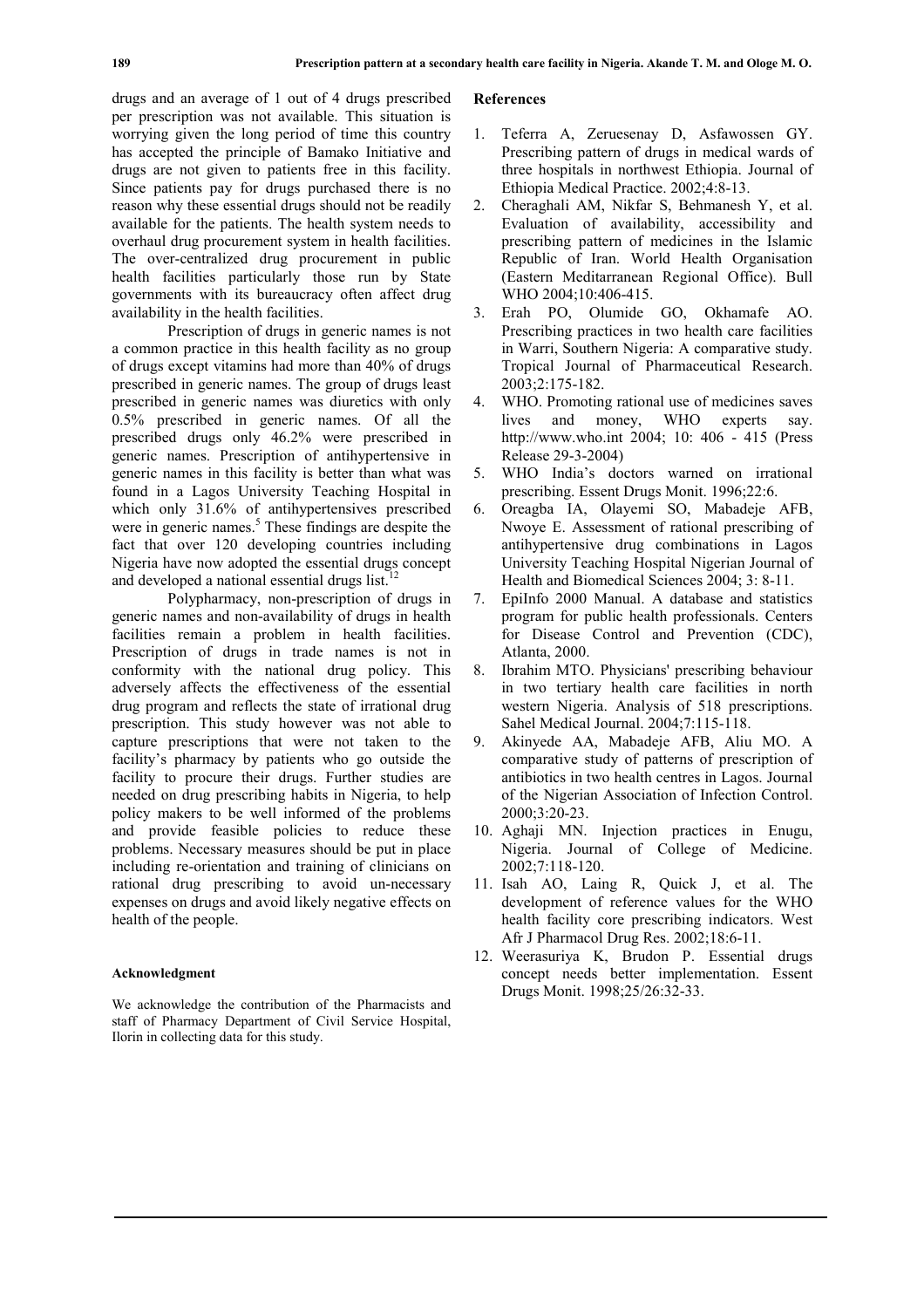drugs and an average of 1 out of 4 drugs prescribed per prescription was not available. This situation is worrying given the long period of time this country has accepted the principle of Bamako Initiative and drugs are not given to patients free in this facility. Since patients pay for drugs purchased there is no reason why these essential drugs should not be readily available for the patients. The health system needs to overhaul drug procurement system in health facilities. The over-centralized drug procurement in public health facilities particularly those run by State governments with its bureaucracy often affect drug availability in the health facilities.

Prescription of drugs in generic names is not a common practice in this health facility as no group of drugs except vitamins had more than 40% of drugs prescribed in generic names. The group of drugs least prescribed in generic names was diuretics with only 0.5% prescribed in generic names. Of all the prescribed drugs only 46.2% were prescribed in generic names. Prescription of antihypertensive in generic names in this facility is better than what was found in a Lagos University Teaching Hospital in which only 31.6% of antihypertensives prescribed were in generic names.[5] These findings are despite the fact that over 120 developing countries including Nigeria have now adopted the essential drugs concept and developed a national essential drugs list.[12]

Polypharmacy, non-prescription of drugs in generic names and non-availability of drugs in health facilities remain a problem in health facilities. Prescription of drugs in trade names is not in conformity with the national drug policy. This adversely affects the effectiveness of the essential drug program and reflects the state of irrational drug prescription. This study however was not able to capture prescriptions that were not taken to the facility's pharmacy by patients who go outside the facility to procure their drugs. Further studies are needed on drug prescribing habits in Nigeria, to help policy makers to be well informed of the problems and provide feasible policies to reduce these problems. Necessary measures should be put in place including re-orientation and training of clinicians on rational drug prescribing to avoid un-necessary expenses on drugs and avoid likely negative effects on health of the people.

#### Acknowledgment

We acknowledge the contribution of the Pharmacists and staff of Pharmacy Department of Civil Service Hospital, Ilorin in collecting data for this study.

## References

1. Teferra A, Zeruesenay D, Asfawossen GY. Prescribing pattern of drugs in medical wards of three hospitals in northwest Ethiopia. Journal of Ethiopia Medical Practice. 2002;4:8-13.
2. Cheraghali AM, Nikfar S, Behmanesh Y, et al. Evaluation of availability, accessibility and prescribing pattern of medicines in the Islamic Republic of Iran. World Health Organisation (Eastern Meditarranean Regional Office). Bull WHO 2004;10:406-415.
3. Erah PO, Olumide GO, Okhamafe AO. Prescribing practices in two health care facilities in Warri, Southern Nigeria: A comparative study. Tropical Journal of Pharmaceutical Research. 2003;2:175-182.
4. WHO. Promoting rational use of medicines saves lives and money, WHO experts say. http://www.who.int 2004; 10: 406 - 415 (Press Release 29-3-2004)
5. WHO India's doctors warned on irrational prescribing. Essent Drugs Monit. 1996;22:6.
6. Oreagba IA, Olayemi SO, Mabadeje AFB, Nwoye E. Assessment of rational prescribing of antihypertensive drug combinations in Lagos University Teaching Hospital Nigerian Journal of Health and Biomedical Sciences 2004; 3: 8-11.
7. EpiInfo 2000 Manual. A database and statistics program for public health professionals. Centers for Disease Control and Prevention (CDC), Atlanta, 2000.
8. Ibrahim MTO. Physicians' prescribing behaviour in two tertiary health care facilities in north western Nigeria. Analysis of 518 prescriptions. Sahel Medical Journal. 2004;7:115-118.
9. Akinyede AA, Mabadeje AFB, Aliu MO. A comparative study of patterns of prescription of antibiotics in two health centres in Lagos. Journal of the Nigerian Association of Infection Control. 2000;3:20-23.
10. Aghaji MN. Injection practices in Enugu, Nigeria. Journal of College of Medicine. 2002;7:118-120.
11. Isah AO, Laing R, Quick J, et al. The development of reference values for the WHO health facility core prescribing indicators. West Afr J Pharmacol Drug Res. 2002;18:6-11.
12. Weerasuriya K, Brudon P. Essential drugs concept needs better implementation. Essent Drugs Monit. 1998;25/26:32-33.